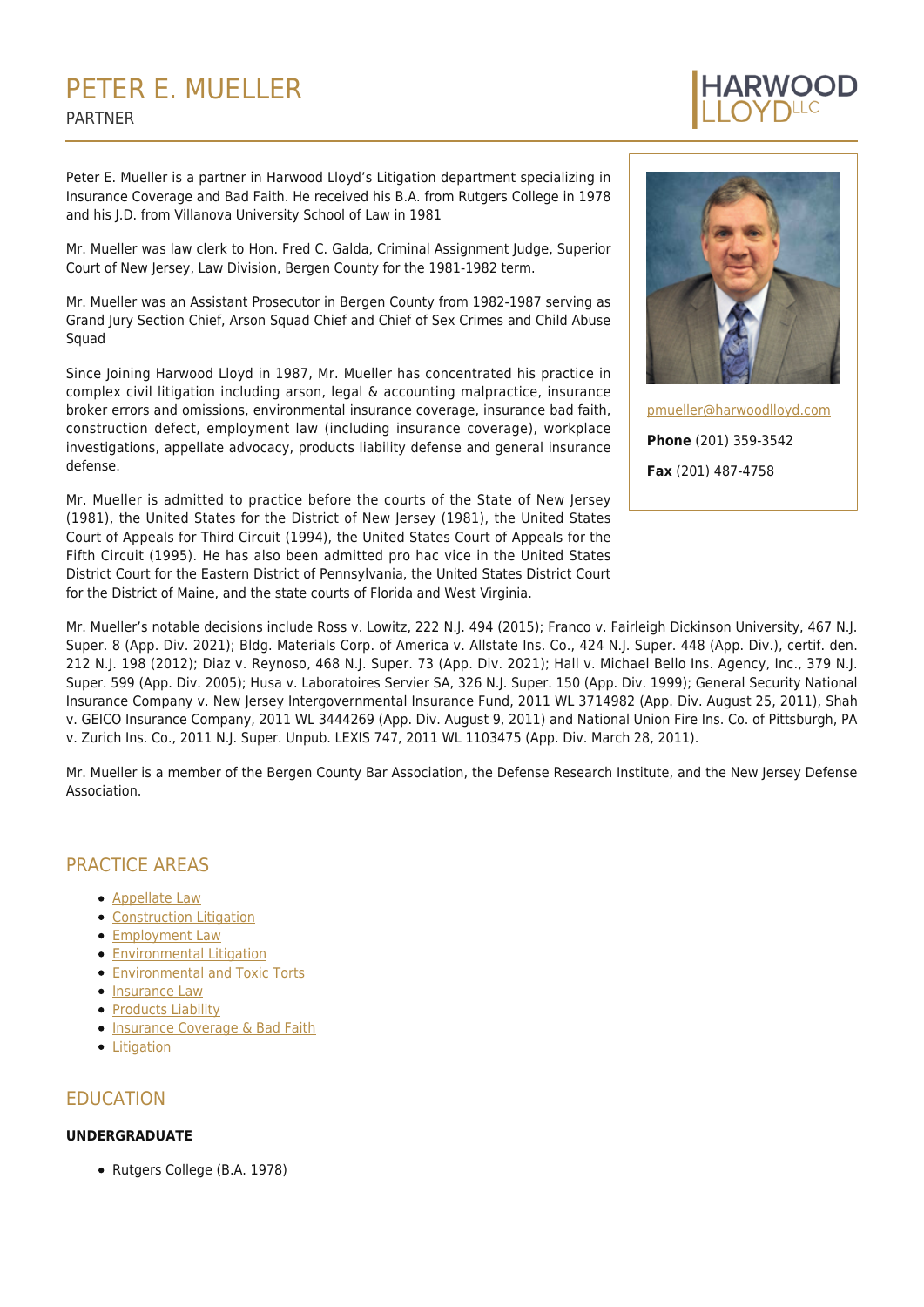# PETER E. MUELLER

PARTNER

Peter E. Mueller is a partner in Harwood Lloyd's Litigation department specializing in Insurance Coverage and Bad Faith. He received his B.A. from Rutgers College in 1978 and his J.D. from Villanova University School of Law in 1981

Mr. Mueller was law clerk to Hon. Fred C. Galda, Criminal Assignment Judge, Superior Court of New Jersey, Law Division, Bergen County for the 1981-1982 term.

Mr. Mueller was an Assistant Prosecutor in Bergen County from 1982-1987 serving as Grand Jury Section Chief, Arson Squad Chief and Chief of Sex Crimes and Child Abuse Squad

Since Joining Harwood Lloyd in 1987, Mr. Mueller has concentrated his practice in complex civil litigation including arson, legal & accounting malpractice, insurance broker errors and omissions, environmental insurance coverage, insurance bad faith, construction defect, employment law (including insurance coverage), workplace investigations, appellate advocacy, products liability defense and general insurance defense.

Mr. Mueller is admitted to practice before the courts of the State of New Jersey (1981), the United States for the District of New Jersey (1981), the United States Court of Appeals for Third Circuit (1994), the United States Court of Appeals for the Fifth Circuit (1995). He has also been admitted pro hac vice in the United States District Court for the Eastern District of Pennsylvania, the United States District Court for the District of Maine, and the state courts of Florida and West Virginia.

pmueller@harwoodlloyd.com

**Phone** (201) 359-3542

**Fax** (201) 487-4758

Mr. Mueller's notable decisions include Ross v. Lowitz, 222 N.J. 494 (2015); Franco v. Fairleigh Dickinson University, 467 N.J. Super. 8 (App. Div. 2021); Bldg. Materials Corp. of America v. Allstate Ins. Co., 424 N.J. Super. 448 (App. Div.), certif. den. 212 N.J. 198 (2012); Diaz v. Reynoso, 468 N.J. Super. 73 (App. Div. 2021); Hall v. Michael Bello Ins. Agency, Inc., 379 N.J. Super. 599 (App. Div. 2005); Husa v. Laboratoires Servier SA, 326 N.J. Super. 150 (App. Div. 1999); General Security National Insurance Company v. New Jersey Intergovernmental Insurance Fund, 2011 WL 3714982 (App. Div. August 25, 2011), Shah v. GEICO Insurance Company, 2011 WL 3444269 (App. Div. August 9, 2011) and National Union Fire Ins. Co. of Pittsburgh, PA v. Zurich Ins. Co., 2011 N.J. Super. Unpub. LEXIS 747, 2011 WL 1103475 (App. Div. March 28, 2011).

Mr. Mueller is a member of the Bergen County Bar Association, the Defense Research Institute, and the New Jersey Defense Association.

## PRACTICE AREAS

- Appellate Law
- Construction Litigation
- Employment Law
- Environmental Litigation
- Environmental and Toxic Torts
- Insurance Law
- Products Liability
- Insurance Coverage & Bad Faith
- Litigation

## EDUCATION

### UNDERGRADUATE

- Rutgers College (B.A. 1978)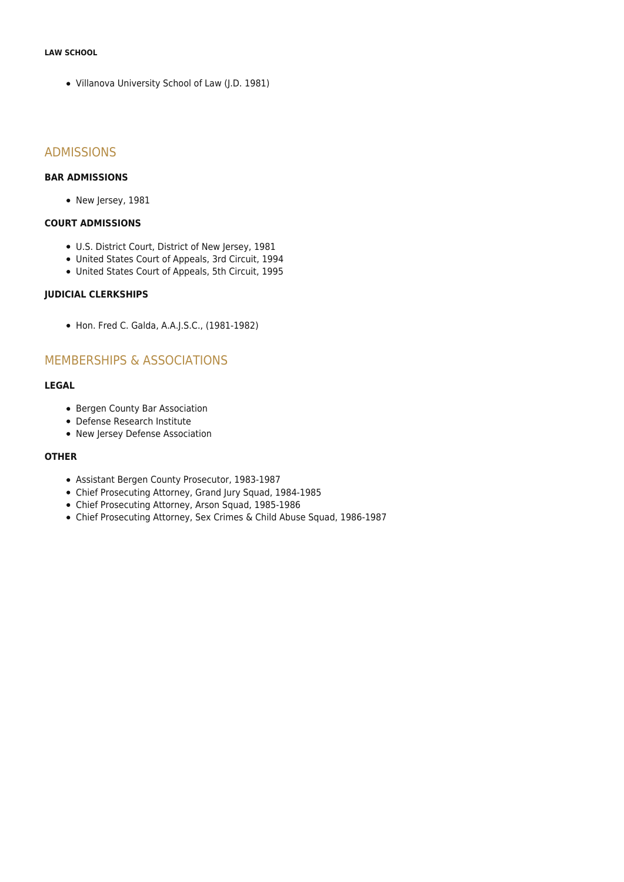#### LAW SCHOOL

- Villanova University School of Law (J.D. 1981)

## ADMISSIONS

### BAR ADMISSIONS

- New Jersey, 1981

### COURT ADMISSIONS

- U.S. District Court, District of New Jersey, 1981
- United States Court of Appeals, 3rd Circuit, 1994
- United States Court of Appeals, 5th Circuit, 1995

### JUDICIAL CLERKSHIPS

- Hon. Fred C. Galda, A.A.J.S.C., (1981-1982)

## MEMBERSHIPS & ASSOCIATIONS

### LEGAL

- Bergen County Bar Association
- Defense Research Institute
- New Jersey Defense Association

### OTHER

- Assistant Bergen County Prosecutor, 1983-1987
- Chief Prosecuting Attorney, Grand Jury Squad, 1984-1985
- Chief Prosecuting Attorney, Arson Squad, 1985-1986
- Chief Prosecuting Attorney, Sex Crimes & Child Abuse Squad, 1986-1987